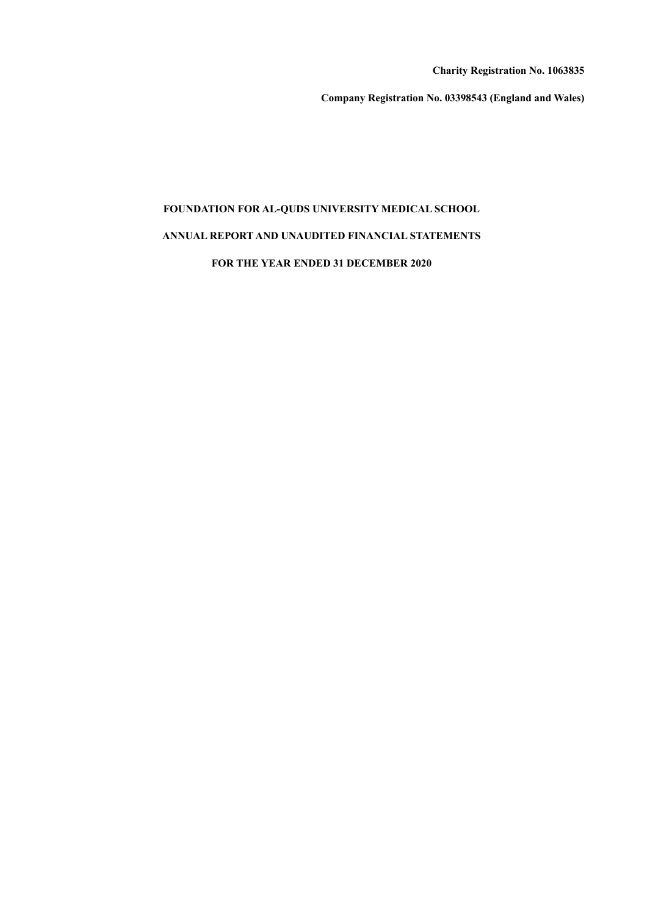**Charity Registration No. 1063835**

**Company Registration No. 03398543 (England and Wales)**

# FOUNDATION FOR AL-QUDS UNIVERSITY MEDICAL SCHOOL

## ANNUAL REPORT AND UNAUDITED FINANCIAL STATEMENTS

## FOR THE YEAR ENDED 31 DECEMBER 2020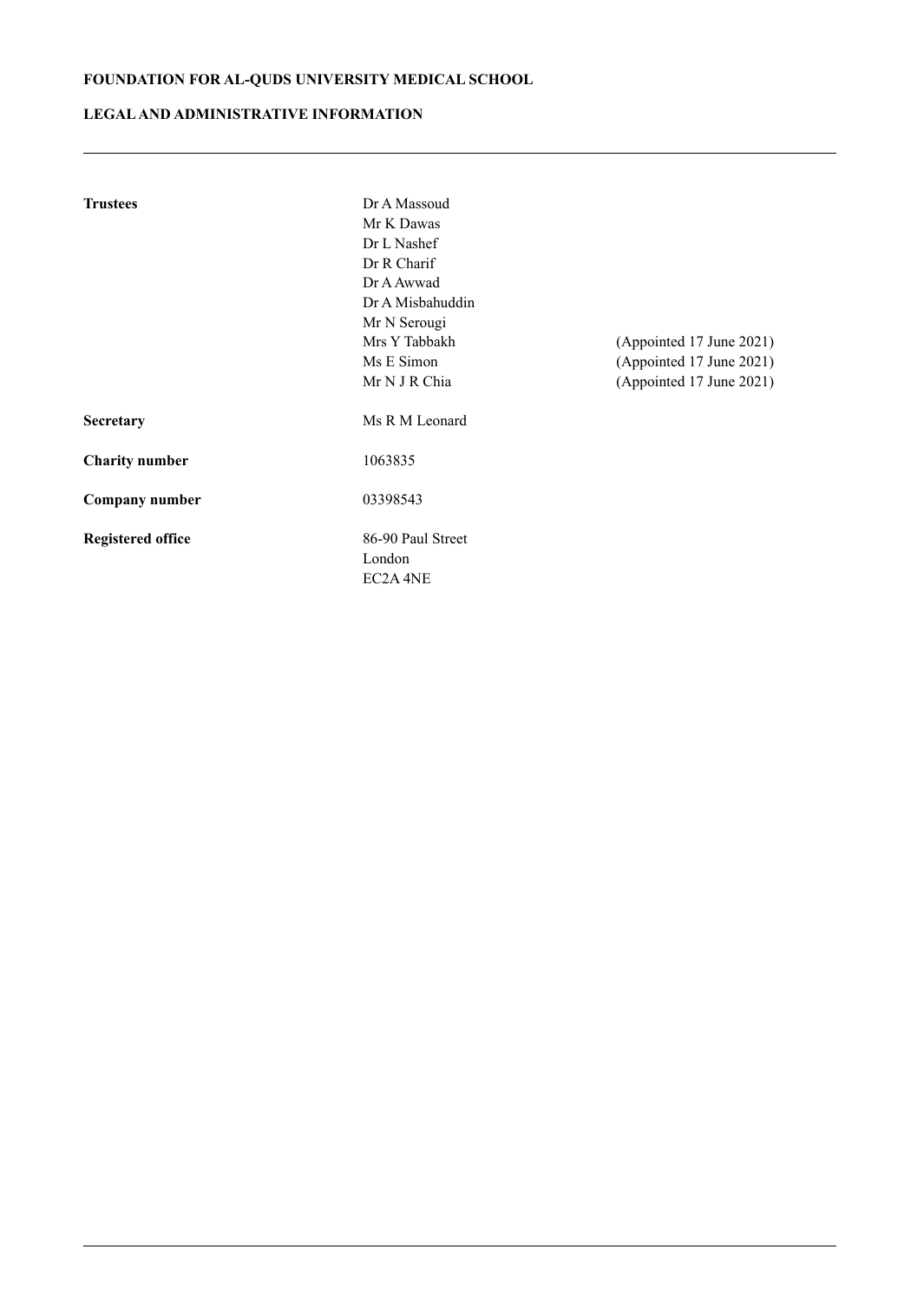# FOUNDATION FOR AL-QUDS UNIVERSITY MEDICAL SCHOOL

## LEGAL AND ADMINISTRATIVE INFORMATION

| | | |
|---|---|---|
| **Trustees** | Dr A Massoud | |
| | Mr K Dawas | |
| | Dr L Nashef | |
| | Dr R Charif | |
| | Dr A Awwad | |
| | Dr A Misbahuddin | |
| | Mr N Serougi | |
| | Mrs Y Tabbakh | (Appointed 17 June 2021) |
| | Ms E Simon | (Appointed 17 June 2021) |
| | Mr N J R Chia | (Appointed 17 June 2021) |
| **Secretary** | Ms R M Leonard | |
| **Charity number** | 1063835 | |
| **Company number** | 03398543 | |
| **Registered office** | 86-90 Paul Street<br>London<br>EC2A 4NE | |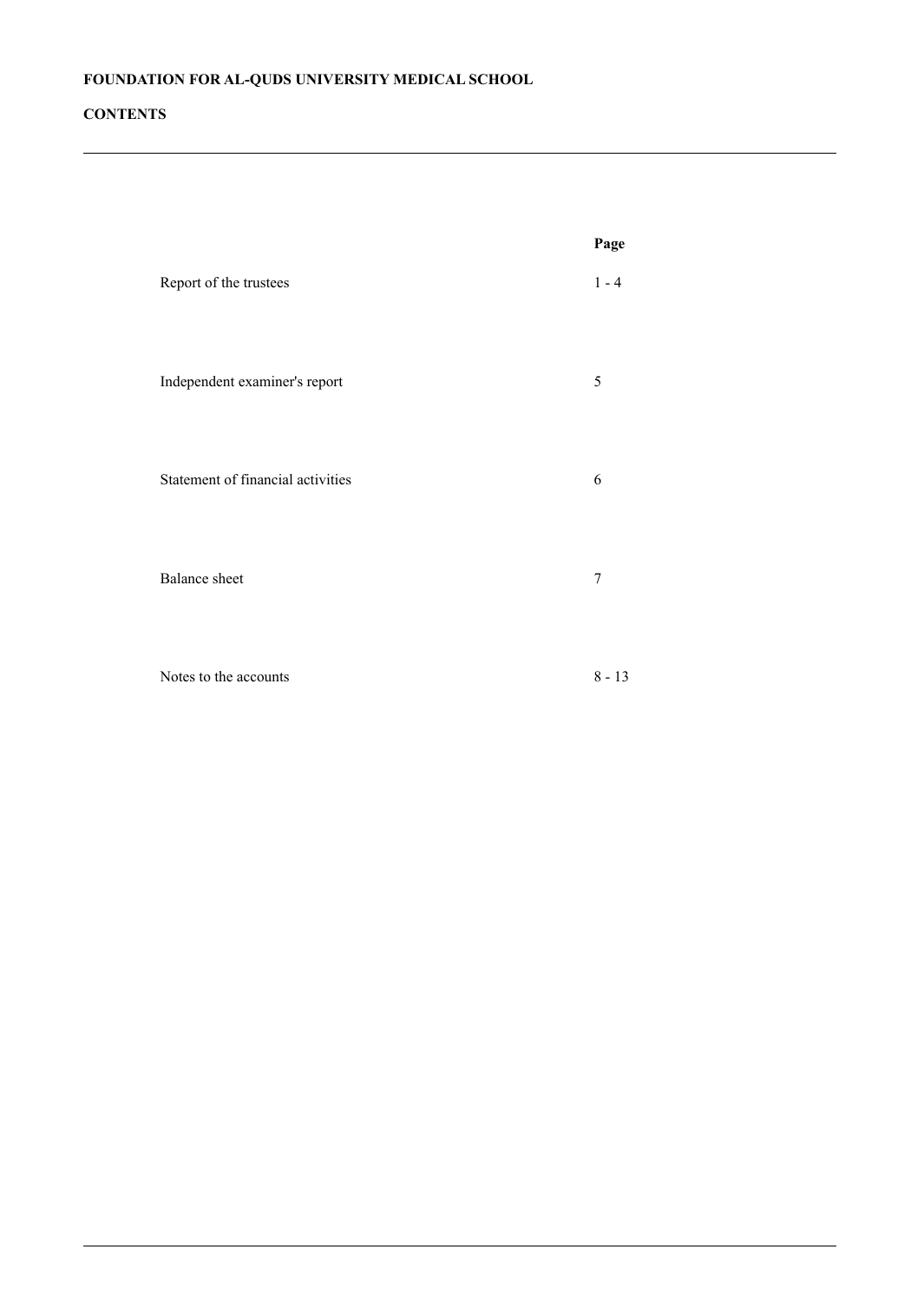**FOUNDATION FOR AL-QUDS UNIVERSITY MEDICAL SCHOOL**

**CONTENTS**

| | **Page** |
|---|---|
| Report of the trustees | 1 - 4 |
| Independent examiner's report | 5 |
| Statement of financial activities | 6 |
| Balance sheet | 7 |
| Notes to the accounts | 8 - 13 |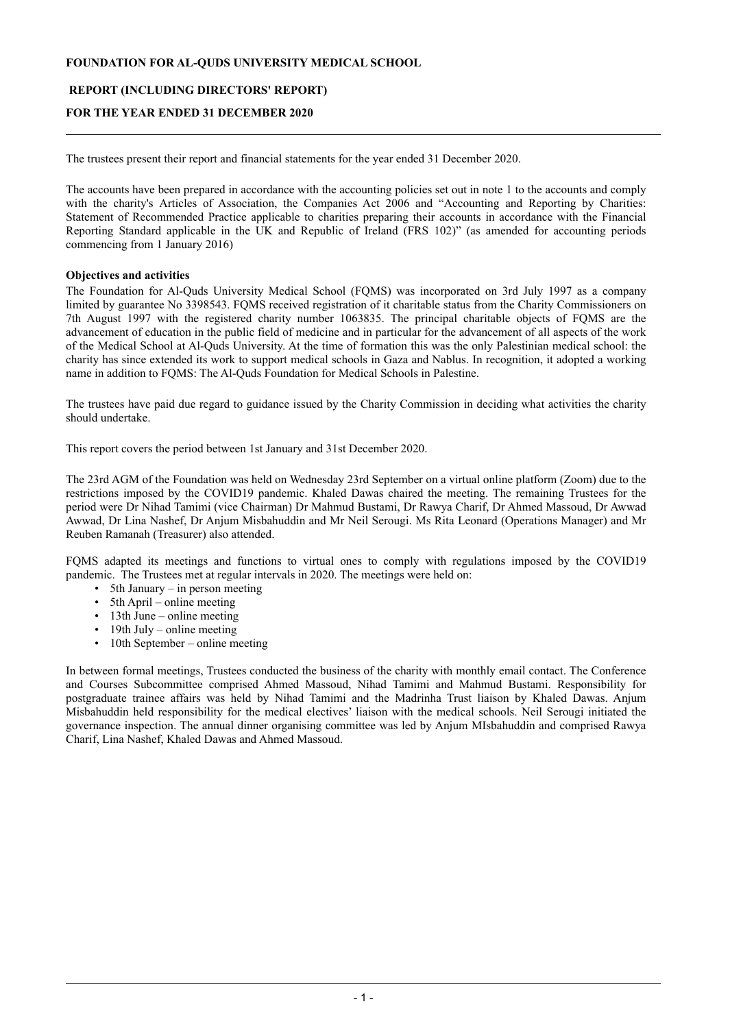**FOUNDATION FOR AL-QUDS UNIVERSITY MEDICAL SCHOOL**

**REPORT (INCLUDING DIRECTORS' REPORT)**

**FOR THE YEAR ENDED 31 DECEMBER 2020**

---

The trustees present their report and financial statements for the year ended 31 December 2020.

The accounts have been prepared in accordance with the accounting policies set out in note 1 to the accounts and comply with the charity's Articles of Association, the Companies Act 2006 and "Accounting and Reporting by Charities: Statement of Recommended Practice applicable to charities preparing their accounts in accordance with the Financial Reporting Standard applicable in the UK and Republic of Ireland (FRS 102)" (as amended for accounting periods commencing from 1 January 2016)

**Objectives and activities**

The Foundation for Al-Quds University Medical School (FQMS) was incorporated on 3rd July 1997 as a company limited by guarantee No 3398543. FQMS received registration of it charitable status from the Charity Commissioners on 7th August 1997 with the registered charity number 1063835. The principal charitable objects of FQMS are the advancement of education in the public field of medicine and in particular for the advancement of all aspects of the work of the Medical School at Al-Quds University. At the time of formation this was the only Palestinian medical school: the charity has since extended its work to support medical schools in Gaza and Nablus. In recognition, it adopted a working name in addition to FQMS: The Al-Quds Foundation for Medical Schools in Palestine.

The trustees have paid due regard to guidance issued by the Charity Commission in deciding what activities the charity should undertake.

This report covers the period between 1st January and 31st December 2020.

The 23rd AGM of the Foundation was held on Wednesday 23rd September on a virtual online platform (Zoom) due to the restrictions imposed by the COVID19 pandemic. Khaled Dawas chaired the meeting. The remaining Trustees for the period were Dr Nihad Tamimi (vice Chairman) Dr Mahmud Bustami, Dr Rawya Charif, Dr Ahmed Massoud, Dr Awwad Awwad, Dr Lina Nashef, Dr Anjum Misbahuddin and Mr Neil Serougi. Ms Rita Leonard (Operations Manager) and Mr Reuben Ramanah (Treasurer) also attended.

FQMS adapted its meetings and functions to virtual ones to comply with regulations imposed by the COVID19 pandemic. The Trustees met at regular intervals in 2020. The meetings were held on:

- 5th January – in person meeting
- 5th April – online meeting
- 13th June – online meeting
- 19th July – online meeting
- 10th September – online meeting

In between formal meetings, Trustees conducted the business of the charity with monthly email contact. The Conference and Courses Subcommittee comprised Ahmed Massoud, Nihad Tamimi and Mahmud Bustami. Responsibility for postgraduate trainee affairs was held by Nihad Tamimi and the Madrinha Trust liaison by Khaled Dawas. Anjum Misbahuddin held responsibility for the medical electives' liaison with the medical schools. Neil Serougi initiated the governance inspection. The annual dinner organising committee was led by Anjum MIsbahuddin and comprised Rawya Charif, Lina Nashef, Khaled Dawas and Ahmed Massoud.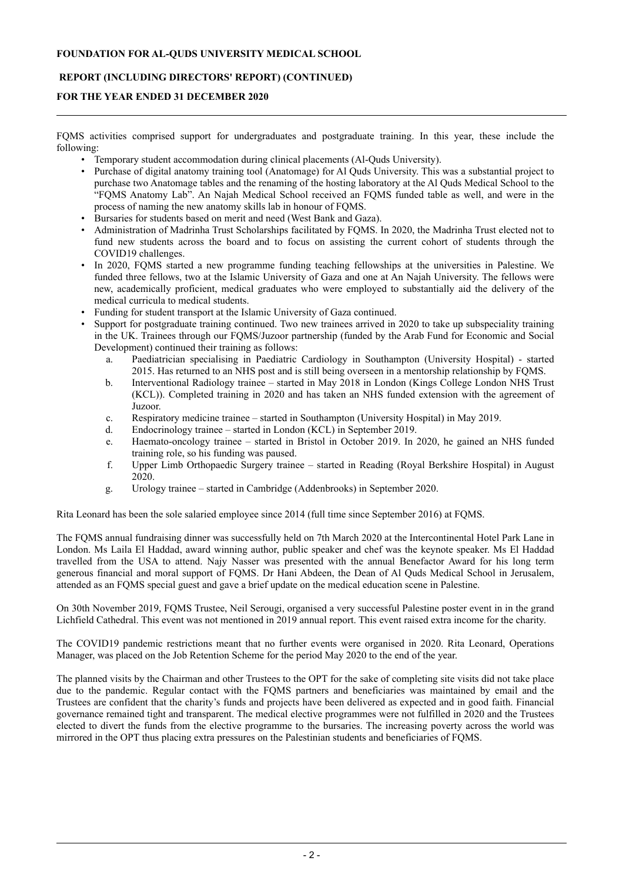FQMS activities comprised support for undergraduates and postgraduate training. In this year, these include the following:

- Temporary student accommodation during clinical placements (Al-Quds University).
- Purchase of digital anatomy training tool (Anatomage) for Al Quds University. This was a substantial project to purchase two Anatomage tables and the renaming of the hosting laboratory at the Al Quds Medical School to the "FQMS Anatomy Lab". An Najah Medical School received an FQMS funded table as well, and were in the process of naming the new anatomy skills lab in honour of FQMS.
- Bursaries for students based on merit and need (West Bank and Gaza).
- Administration of Madrinha Trust Scholarships facilitated by FQMS. In 2020, the Madrinha Trust elected not to fund new students across the board and to focus on assisting the current cohort of students through the COVID19 challenges.
- In 2020, FQMS started a new programme funding teaching fellowships at the universities in Palestine. We funded three fellows, two at the Islamic University of Gaza and one at An Najah University. The fellows were new, academically proficient, medical graduates who were employed to substantially aid the delivery of the medical curricula to medical students.
- Funding for student transport at the Islamic University of Gaza continued.
- Support for postgraduate training continued. Two new trainees arrived in 2020 to take up subspeciality training in the UK. Trainees through our FQMS/Juzoor partnership (funded by the Arab Fund for Economic and Social Development) continued their training as follows:
  a. Paediatrician specialising in Paediatric Cardiology in Southampton (University Hospital) - started 2015. Has returned to an NHS post and is still being overseen in a mentorship relationship by FQMS.
  b. Interventional Radiology trainee – started in May 2018 in London (Kings College London NHS Trust (KCL)). Completed training in 2020 and has taken an NHS funded extension with the agreement of Juzoor.
  c. Respiratory medicine trainee – started in Southampton (University Hospital) in May 2019.
  d. Endocrinology trainee – started in London (KCL) in September 2019.
  e. Haemato-oncology trainee – started in Bristol in October 2019. In 2020, he gained an NHS funded training role, so his funding was paused.
  f. Upper Limb Orthopaedic Surgery trainee – started in Reading (Royal Berkshire Hospital) in August 2020.
  g. Urology trainee – started in Cambridge (Addenbrooks) in September 2020.

Rita Leonard has been the sole salaried employee since 2014 (full time since September 2016) at FQMS.

The FQMS annual fundraising dinner was successfully held on 7th March 2020 at the Intercontinental Hotel Park Lane in London. Ms Laila El Haddad, award winning author, public speaker and chef was the keynote speaker. Ms El Haddad travelled from the USA to attend. Najy Nasser was presented with the annual Benefactor Award for his long term generous financial and moral support of FQMS. Dr Hani Abdeen, the Dean of Al Quds Medical School in Jerusalem, attended as an FQMS special guest and gave a brief update on the medical education scene in Palestine.

On 30th November 2019, FQMS Trustee, Neil Serougi, organised a very successful Palestine poster event in in the grand Lichfield Cathedral. This event was not mentioned in 2019 annual report. This event raised extra income for the charity.

The COVID19 pandemic restrictions meant that no further events were organised in 2020. Rita Leonard, Operations Manager, was placed on the Job Retention Scheme for the period May 2020 to the end of the year.

The planned visits by the Chairman and other Trustees to the OPT for the sake of completing site visits did not take place due to the pandemic. Regular contact with the FQMS partners and beneficiaries was maintained by email and the Trustees are confident that the charity's funds and projects have been delivered as expected and in good faith. Financial governance remained tight and transparent. The medical elective programmes were not fulfilled in 2020 and the Trustees elected to divert the funds from the elective programme to the bursaries. The increasing poverty across the world was mirrored in the OPT thus placing extra pressures on the Palestinian students and beneficiaries of FQMS.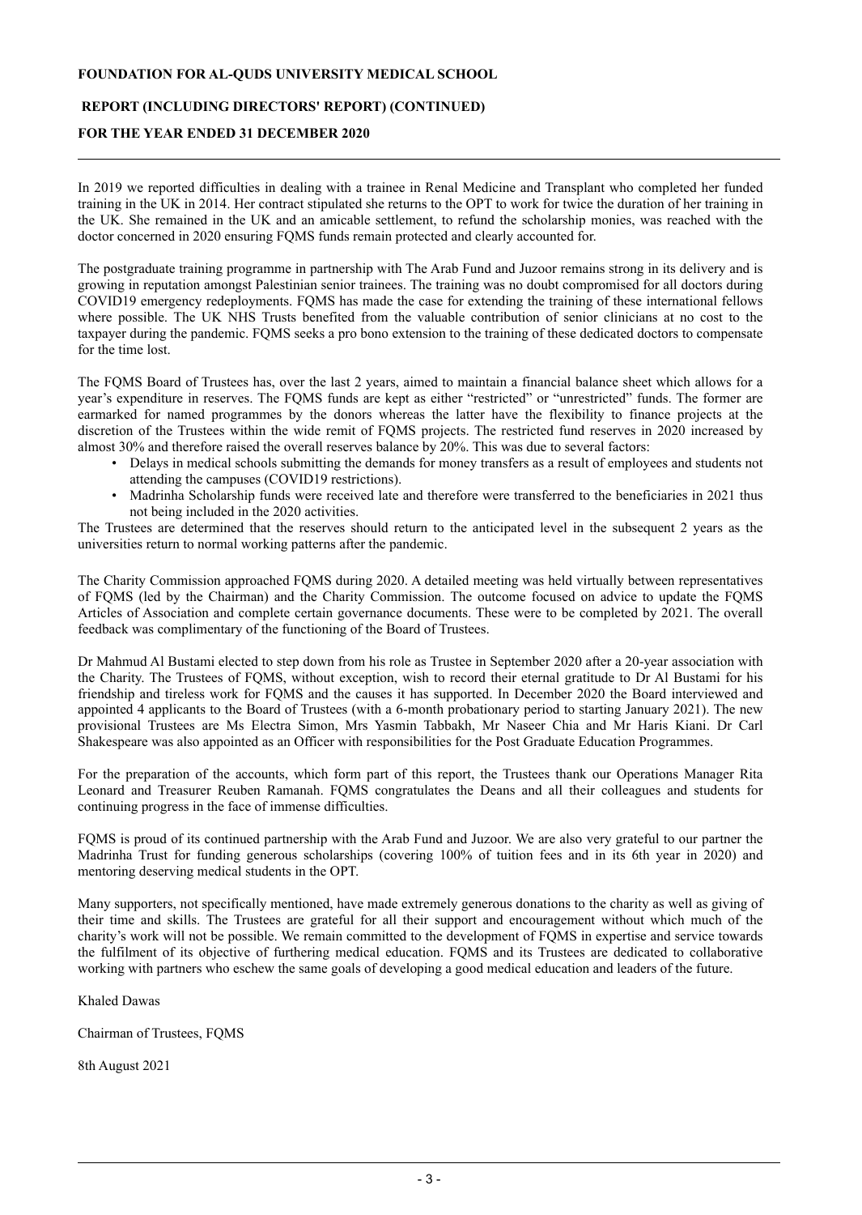In 2019 we reported difficulties in dealing with a trainee in Renal Medicine and Transplant who completed her funded training in the UK in 2014. Her contract stipulated she returns to the OPT to work for twice the duration of her training in the UK. She remained in the UK and an amicable settlement, to refund the scholarship monies, was reached with the doctor concerned in 2020 ensuring FQMS funds remain protected and clearly accounted for.

The postgraduate training programme in partnership with The Arab Fund and Juzoor remains strong in its delivery and is growing in reputation amongst Palestinian senior trainees. The training was no doubt compromised for all doctors during COVID19 emergency redeployments. FQMS has made the case for extending the training of these international fellows where possible. The UK NHS Trusts benefited from the valuable contribution of senior clinicians at no cost to the taxpayer during the pandemic. FQMS seeks a pro bono extension to the training of these dedicated doctors to compensate for the time lost.

The FQMS Board of Trustees has, over the last 2 years, aimed to maintain a financial balance sheet which allows for a year's expenditure in reserves. The FQMS funds are kept as either "restricted" or "unrestricted" funds. The former are earmarked for named programmes by the donors whereas the latter have the flexibility to finance projects at the discretion of the Trustees within the wide remit of FQMS projects. The restricted fund reserves in 2020 increased by almost 30% and therefore raised the overall reserves balance by 20%. This was due to several factors:

- Delays in medical schools submitting the demands for money transfers as a result of employees and students not attending the campuses (COVID19 restrictions).
- Madrinha Scholarship funds were received late and therefore were transferred to the beneficiaries in 2021 thus not being included in the 2020 activities.

The Trustees are determined that the reserves should return to the anticipated level in the subsequent 2 years as the universities return to normal working patterns after the pandemic.

The Charity Commission approached FQMS during 2020. A detailed meeting was held virtually between representatives of FQMS (led by the Chairman) and the Charity Commission. The outcome focused on advice to update the FQMS Articles of Association and complete certain governance documents. These were to be completed by 2021. The overall feedback was complimentary of the functioning of the Board of Trustees.

Dr Mahmud Al Bustami elected to step down from his role as Trustee in September 2020 after a 20-year association with the Charity. The Trustees of FQMS, without exception, wish to record their eternal gratitude to Dr Al Bustami for his friendship and tireless work for FQMS and the causes it has supported. In December 2020 the Board interviewed and appointed 4 applicants to the Board of Trustees (with a 6-month probationary period to starting January 2021). The new provisional Trustees are Ms Electra Simon, Mrs Yasmin Tabbakh, Mr Naseer Chia and Mr Haris Kiani. Dr Carl Shakespeare was also appointed as an Officer with responsibilities for the Post Graduate Education Programmes.

For the preparation of the accounts, which form part of this report, the Trustees thank our Operations Manager Rita Leonard and Treasurer Reuben Ramanah. FQMS congratulates the Deans and all their colleagues and students for continuing progress in the face of immense difficulties.

FQMS is proud of its continued partnership with the Arab Fund and Juzoor. We are also very grateful to our partner the Madrinha Trust for funding generous scholarships (covering 100% of tuition fees and in its 6th year in 2020) and mentoring deserving medical students in the OPT.

Many supporters, not specifically mentioned, have made extremely generous donations to the charity as well as giving of their time and skills. The Trustees are grateful for all their support and encouragement without which much of the charity's work will not be possible. We remain committed to the development of FQMS in expertise and service towards the fulfilment of its objective of furthering medical education. FQMS and its Trustees are dedicated to collaborative working with partners who eschew the same goals of developing a good medical education and leaders of the future.

Khaled Dawas

Chairman of Trustees, FQMS

8th August 2021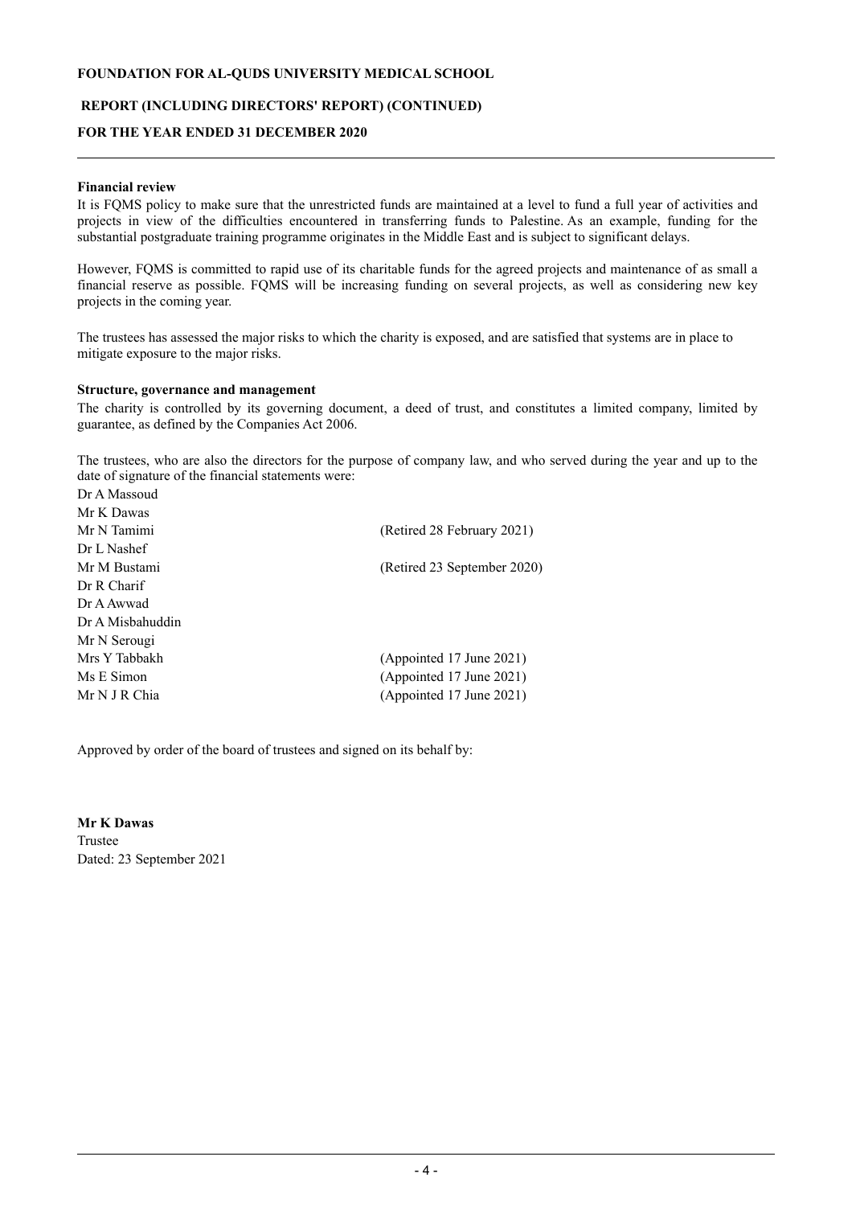## Financial review

It is FQMS policy to make sure that the unrestricted funds are maintained at a level to fund a full year of activities and projects in view of the difficulties encountered in transferring funds to Palestine. As an example, funding for the substantial postgraduate training programme originates in the Middle East and is subject to significant delays.

However, FQMS is committed to rapid use of its charitable funds for the agreed projects and maintenance of as small a financial reserve as possible. FQMS will be increasing funding on several projects, as well as considering new key projects in the coming year.

The trustees has assessed the major risks to which the charity is exposed, and are satisfied that systems are in place to mitigate exposure to the major risks.

## Structure, governance and management

The charity is controlled by its governing document, a deed of trust, and constitutes a limited company, limited by guarantee, as defined by the Companies Act 2006.

The trustees, who are also the directors for the purpose of company law, and who served during the year and up to the date of signature of the financial statements were:

| | |
|---|---|
| Dr A Massoud | |
| Mr K Dawas | |
| Mr N Tamimi | (Retired 28 February 2021) |
| Dr L Nashef | |
| Mr M Bustami | (Retired 23 September 2020) |
| Dr R Charif | |
| Dr A Awwad | |
| Dr A Misbahuddin | |
| Mr N Serougi | |
| Mrs Y Tabbakh | (Appointed 17 June 2021) |
| Ms E Simon | (Appointed 17 June 2021) |
| Mr N J R Chia | (Appointed 17 June 2021) |

Approved by order of the board of trustees and signed on its behalf by:

**Mr K Dawas**
Trustee
Dated: 23 September 2021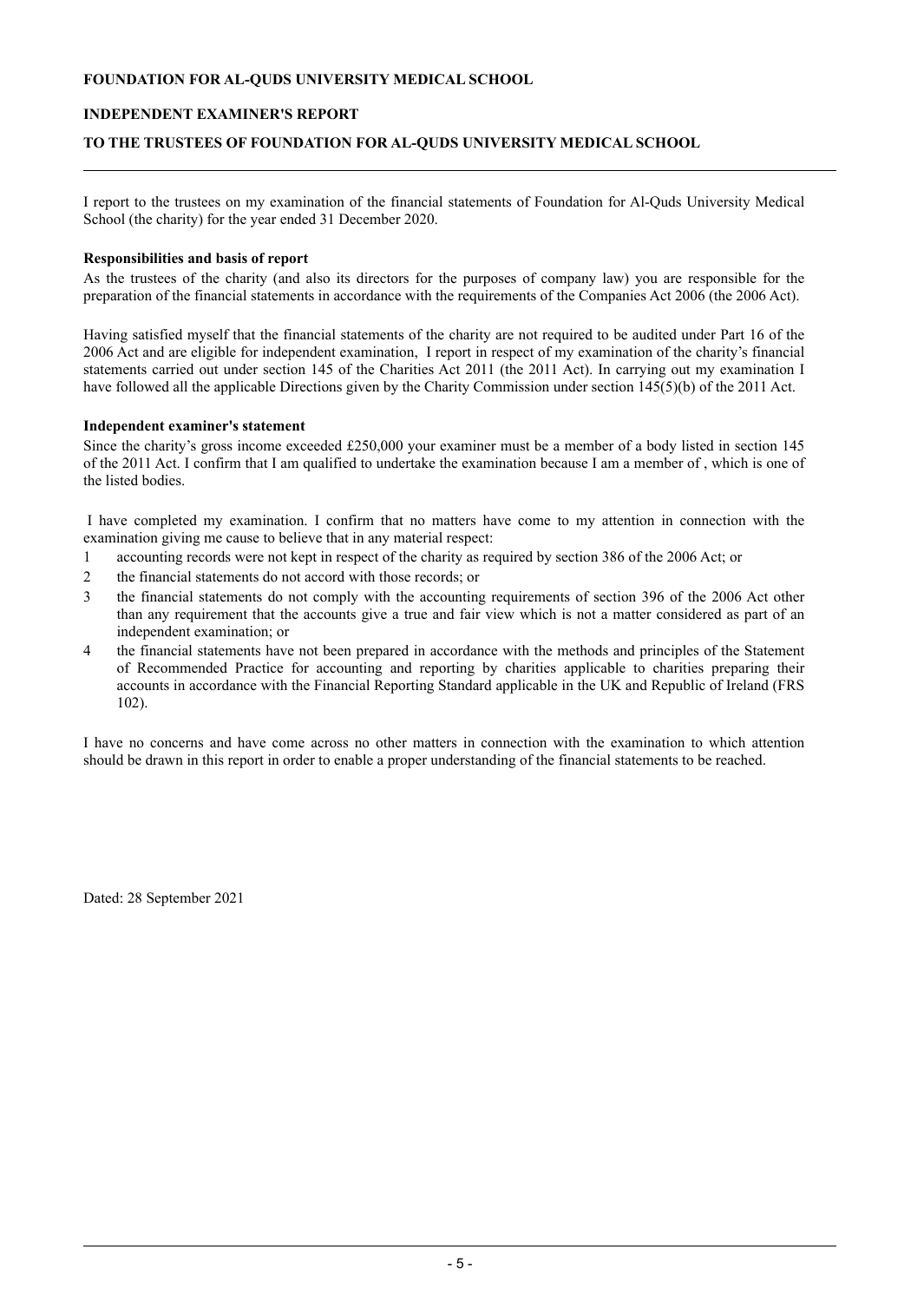**FOUNDATION FOR AL-QUDS UNIVERSITY MEDICAL SCHOOL**

# INDEPENDENT EXAMINER'S REPORT

## TO THE TRUSTEES OF FOUNDATION FOR AL-QUDS UNIVERSITY MEDICAL SCHOOL

I report to the trustees on my examination of the financial statements of Foundation for Al-Quds University Medical School (the charity) for the year ended 31 December 2020.

**Responsibilities and basis of report**

As the trustees of the charity (and also its directors for the purposes of company law) you are responsible for the preparation of the financial statements in accordance with the requirements of the Companies Act 2006 (the 2006 Act).

Having satisfied myself that the financial statements of the charity are not required to be audited under Part 16 of the 2006 Act and are eligible for independent examination, I report in respect of my examination of the charity's financial statements carried out under section 145 of the Charities Act 2011 (the 2011 Act). In carrying out my examination I have followed all the applicable Directions given by the Charity Commission under section 145(5)(b) of the 2011 Act.

**Independent examiner's statement**

Since the charity's gross income exceeded £250,000 your examiner must be a member of a body listed in section 145 of the 2011 Act. I confirm that I am qualified to undertake the examination because I am a member of , which is one of the listed bodies.

I have completed my examination. I confirm that no matters have come to my attention in connection with the examination giving me cause to believe that in any material respect:

1. accounting records were not kept in respect of the charity as required by section 386 of the 2006 Act; or
2. the financial statements do not accord with those records; or
3. the financial statements do not comply with the accounting requirements of section 396 of the 2006 Act other than any requirement that the accounts give a true and fair view which is not a matter considered as part of an independent examination; or
4. the financial statements have not been prepared in accordance with the methods and principles of the Statement of Recommended Practice for accounting and reporting by charities applicable to charities preparing their accounts in accordance with the Financial Reporting Standard applicable in the UK and Republic of Ireland (FRS 102).

I have no concerns and have come across no other matters in connection with the examination to which attention should be drawn in this report in order to enable a proper understanding of the financial statements to be reached.

Dated: 28 September 2021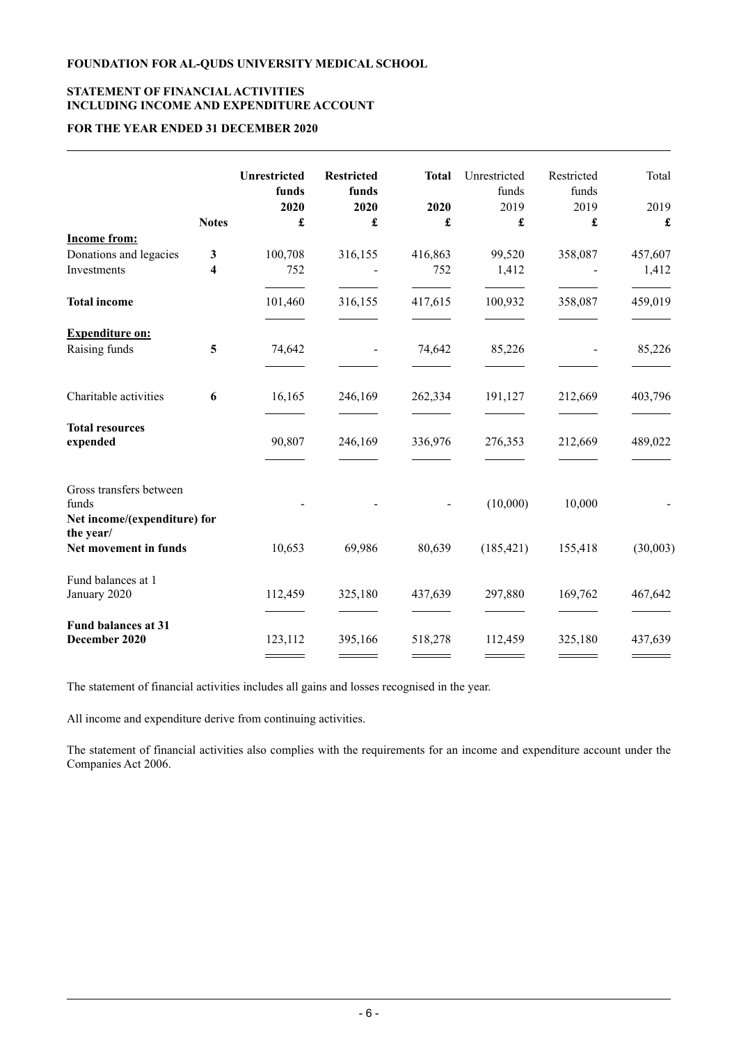**FOUNDATION FOR AL-QUDS UNIVERSITY MEDICAL SCHOOL**

**STATEMENT OF FINANCIAL ACTIVITIES**
**INCLUDING INCOME AND EXPENDITURE ACCOUNT**

**FOR THE YEAR ENDED 31 DECEMBER 2020**

| | Notes | Unrestricted funds 2020 £ | Restricted funds 2020 £ | Total 2020 £ | Unrestricted funds 2019 £ | Restricted funds 2019 £ | Total 2019 £ |
|---|---|---|---|---|---|---|---|
| **Income from:** | | | | | | | |
| Donations and legacies | 3 | 100,708 | 316,155 | 416,863 | 99,520 | 358,087 | 457,607 |
| Investments | 4 | 752 | - | 752 | 1,412 | - | 1,412 |
| **Total income** | | 101,460 | 316,155 | 417,615 | 100,932 | 358,087 | 459,019 |
| **Expenditure on:** | | | | | | | |
| Raising funds | 5 | 74,642 | - | 74,642 | 85,226 | - | 85,226 |
| Charitable activities | 6 | 16,165 | 246,169 | 262,334 | 191,127 | 212,669 | 403,796 |
| **Total resources expended** | | 90,807 | 246,169 | 336,976 | 276,353 | 212,669 | 489,022 |
| Gross transfers between funds | | - | - | - | (10,000) | 10,000 | - |
| **Net income/(expenditure) for the year/ Net movement in funds** | | 10,653 | 69,986 | 80,639 | (185,421) | 155,418 | (30,003) |
| Fund balances at 1 January 2020 | | 112,459 | 325,180 | 437,639 | 297,880 | 169,762 | 467,642 |
| **Fund balances at 31 December 2020** | | 123,112 | 395,166 | 518,278 | 112,459 | 325,180 | 437,639 |

The statement of financial activities includes all gains and losses recognised in the year.

All income and expenditure derive from continuing activities.

The statement of financial activities also complies with the requirements for an income and expenditure account under the Companies Act 2006.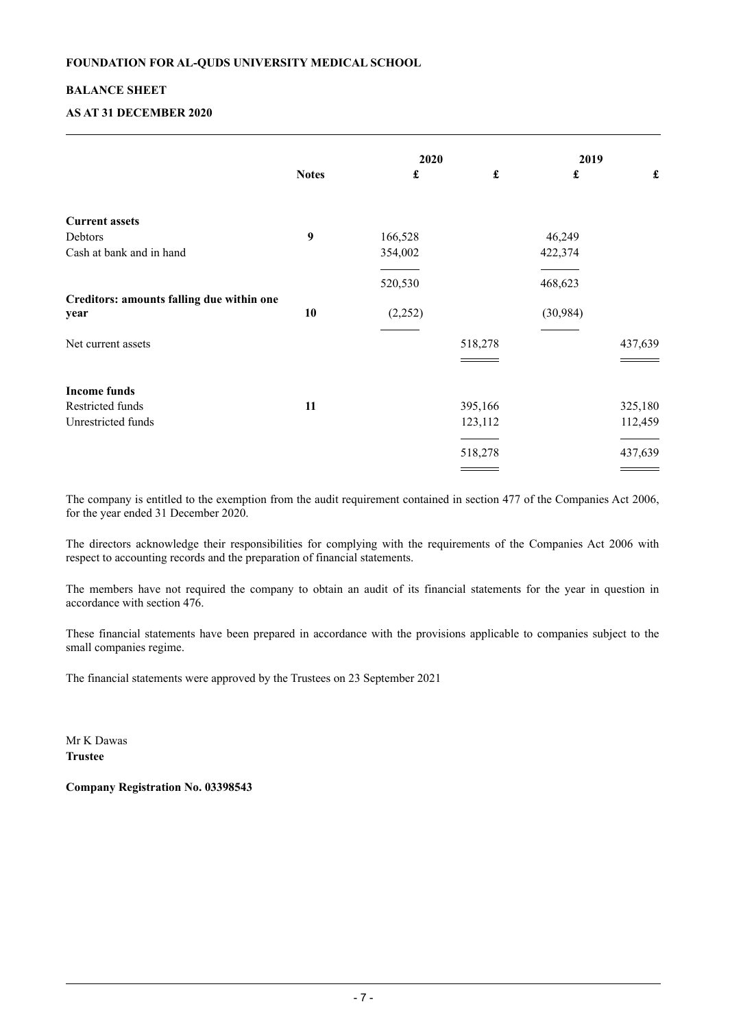**FOUNDATION FOR AL-QUDS UNIVERSITY MEDICAL SCHOOL**

**BALANCE SHEET**

**AS AT 31 DECEMBER 2020**

| | | 2020 | | 2019 | |
|---|---|---|---|---|---|
| | **Notes** | **£** | **£** | **£** | **£** |
| **Current assets** | | | | | |
| Debtors | **9** | 166,528 | | 46,249 | |
| Cash at bank and in hand | | 354,002 | | 422,374 | |
| | | 520,530 | | 468,623 | |
| **Creditors: amounts falling due within one year** | **10** | (2,252) | | (30,984) | |
| Net current assets | | | 518,278 | | 437,639 |
| **Income funds** | | | | | |
| Restricted funds | **11** | | 395,166 | | 325,180 |
| Unrestricted funds | | | 123,112 | | 112,459 |
| | | | 518,278 | | 437,639 |

The company is entitled to the exemption from the audit requirement contained in section 477 of the Companies Act 2006, for the year ended 31 December 2020.

The directors acknowledge their responsibilities for complying with the requirements of the Companies Act 2006 with respect to accounting records and the preparation of financial statements.

The members have not required the company to obtain an audit of its financial statements for the year in question in accordance with section 476.

These financial statements have been prepared in accordance with the provisions applicable to companies subject to the small companies regime.

The financial statements were approved by the Trustees on 23 September 2021

Mr K Dawas
**Trustee**

**Company Registration No. 03398543**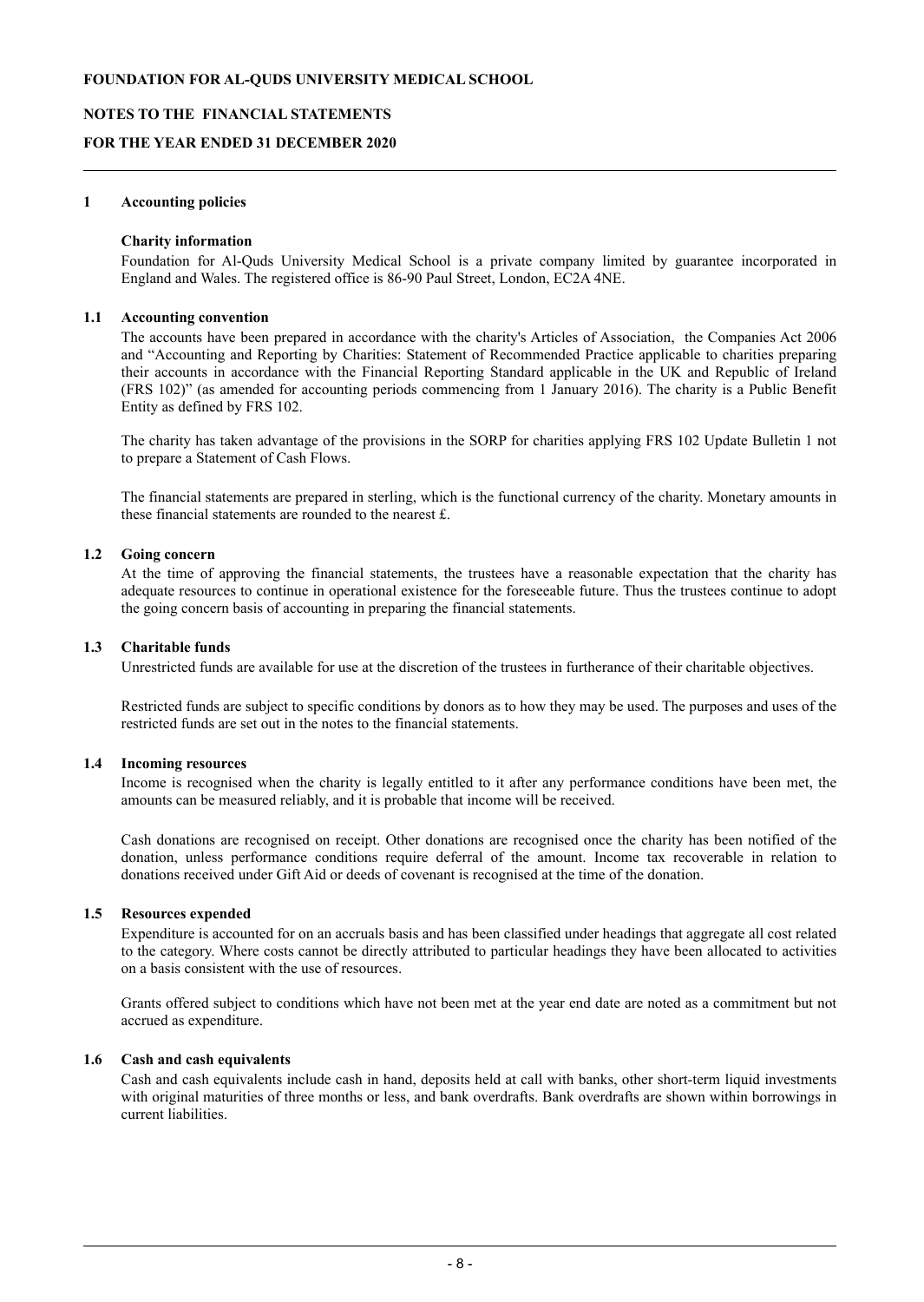**FOUNDATION FOR AL-QUDS UNIVERSITY MEDICAL SCHOOL**

**NOTES TO THE FINANCIAL STATEMENTS**

**FOR THE YEAR ENDED 31 DECEMBER 2020**

## 1 Accounting policies

### Charity information

Foundation for Al-Quds University Medical School is a private company limited by guarantee incorporated in England and Wales. The registered office is 86-90 Paul Street, London, EC2A 4NE.

### 1.1 Accounting convention

The accounts have been prepared in accordance with the charity's Articles of Association, the Companies Act 2006 and "Accounting and Reporting by Charities: Statement of Recommended Practice applicable to charities preparing their accounts in accordance with the Financial Reporting Standard applicable in the UK and Republic of Ireland (FRS 102)" (as amended for accounting periods commencing from 1 January 2016). The charity is a Public Benefit Entity as defined by FRS 102.

The charity has taken advantage of the provisions in the SORP for charities applying FRS 102 Update Bulletin 1 not to prepare a Statement of Cash Flows.

The financial statements are prepared in sterling, which is the functional currency of the charity. Monetary amounts in these financial statements are rounded to the nearest £.

### 1.2 Going concern

At the time of approving the financial statements, the trustees have a reasonable expectation that the charity has adequate resources to continue in operational existence for the foreseeable future. Thus the trustees continue to adopt the going concern basis of accounting in preparing the financial statements.

### 1.3 Charitable funds

Unrestricted funds are available for use at the discretion of the trustees in furtherance of their charitable objectives.

Restricted funds are subject to specific conditions by donors as to how they may be used. The purposes and uses of the restricted funds are set out in the notes to the financial statements.

### 1.4 Incoming resources

Income is recognised when the charity is legally entitled to it after any performance conditions have been met, the amounts can be measured reliably, and it is probable that income will be received.

Cash donations are recognised on receipt. Other donations are recognised once the charity has been notified of the donation, unless performance conditions require deferral of the amount. Income tax recoverable in relation to donations received under Gift Aid or deeds of covenant is recognised at the time of the donation.

### 1.5 Resources expended

Expenditure is accounted for on an accruals basis and has been classified under headings that aggregate all cost related to the category. Where costs cannot be directly attributed to particular headings they have been allocated to activities on a basis consistent with the use of resources.

Grants offered subject to conditions which have not been met at the year end date are noted as a commitment but not accrued as expenditure.

### 1.6 Cash and cash equivalents

Cash and cash equivalents include cash in hand, deposits held at call with banks, other short-term liquid investments with original maturities of three months or less, and bank overdrafts. Bank overdrafts are shown within borrowings in current liabilities.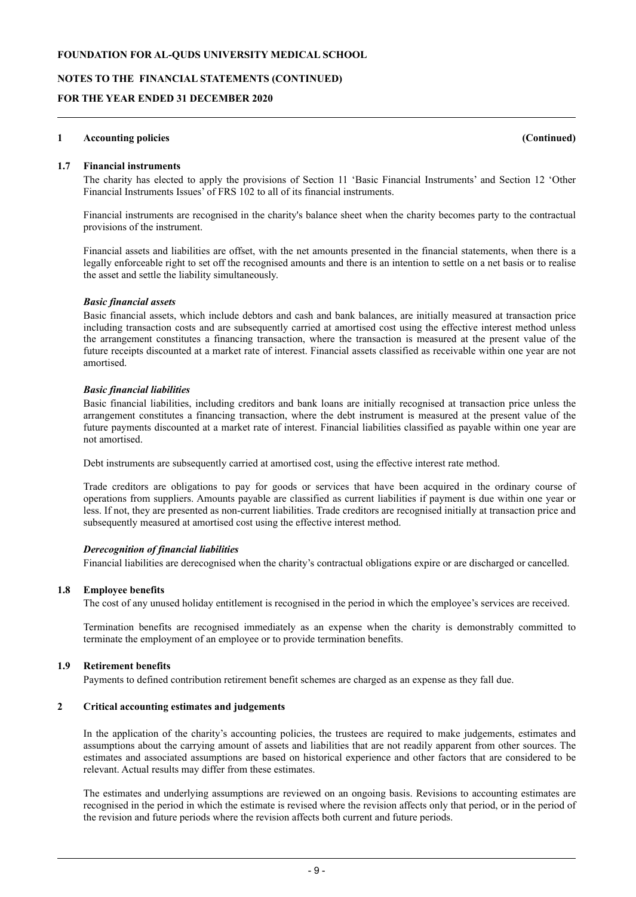## 1 Accounting policies (Continued)

### 1.7 Financial instruments

The charity has elected to apply the provisions of Section 11 'Basic Financial Instruments' and Section 12 'Other Financial Instruments Issues' of FRS 102 to all of its financial instruments.

Financial instruments are recognised in the charity's balance sheet when the charity becomes party to the contractual provisions of the instrument.

Financial assets and liabilities are offset, with the net amounts presented in the financial statements, when there is a legally enforceable right to set off the recognised amounts and there is an intention to settle on a net basis or to realise the asset and settle the liability simultaneously.

***Basic financial assets***

Basic financial assets, which include debtors and cash and bank balances, are initially measured at transaction price including transaction costs and are subsequently carried at amortised cost using the effective interest method unless the arrangement constitutes a financing transaction, where the transaction is measured at the present value of the future receipts discounted at a market rate of interest. Financial assets classified as receivable within one year are not amortised.

***Basic financial liabilities***

Basic financial liabilities, including creditors and bank loans are initially recognised at transaction price unless the arrangement constitutes a financing transaction, where the debt instrument is measured at the present value of the future payments discounted at a market rate of interest. Financial liabilities classified as payable within one year are not amortised.

Debt instruments are subsequently carried at amortised cost, using the effective interest rate method.

Trade creditors are obligations to pay for goods or services that have been acquired in the ordinary course of operations from suppliers. Amounts payable are classified as current liabilities if payment is due within one year or less. If not, they are presented as non-current liabilities. Trade creditors are recognised initially at transaction price and subsequently measured at amortised cost using the effective interest method.

***Derecognition of financial liabilities***

Financial liabilities are derecognised when the charity's contractual obligations expire or are discharged or cancelled.

### 1.8 Employee benefits

The cost of any unused holiday entitlement is recognised in the period in which the employee's services are received.

Termination benefits are recognised immediately as an expense when the charity is demonstrably committed to terminate the employment of an employee or to provide termination benefits.

### 1.9 Retirement benefits

Payments to defined contribution retirement benefit schemes are charged as an expense as they fall due.

## 2 Critical accounting estimates and judgements

In the application of the charity's accounting policies, the trustees are required to make judgements, estimates and assumptions about the carrying amount of assets and liabilities that are not readily apparent from other sources. The estimates and associated assumptions are based on historical experience and other factors that are considered to be relevant. Actual results may differ from these estimates.

The estimates and underlying assumptions are reviewed on an ongoing basis. Revisions to accounting estimates are recognised in the period in which the estimate is revised where the revision affects only that period, or in the period of the revision and future periods where the revision affects both current and future periods.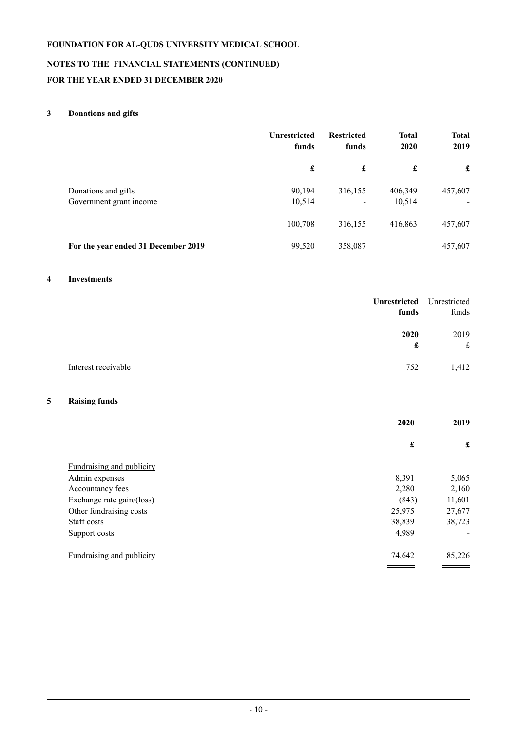# FOUNDATION FOR AL-QUDS UNIVERSITY MEDICAL SCHOOL

## NOTES TO THE FINANCIAL STATEMENTS (CONTINUED)

## FOR THE YEAR ENDED 31 DECEMBER 2020

### 3 Donations and gifts

| | Unrestricted funds | Restricted funds | Total 2020 | Total 2019 |
|---|---|---|---|---|
| | £ | £ | £ | £ |
| Donations and gifts | 90,194 | 316,155 | 406,349 | 457,607 |
| Government grant income | 10,514 | - | 10,514 | - |
| | 100,708 | 316,155 | 416,863 | 457,607 |
| **For the year ended 31 December 2019** | 99,520 | 358,087 | | 457,607 |

### 4 Investments

| | Unrestricted funds | Unrestricted funds |
|---|---|---|
| | 2020 | 2019 |
| | £ | £ |
| Interest receivable | 752 | 1,412 |

### 5 Raising funds

| | 2020 | 2019 |
|---|---|---|
| | £ | £ |
| Fundraising and publicity | | |
| Admin expenses | 8,391 | 5,065 |
| Accountancy fees | 2,280 | 2,160 |
| Exchange rate gain/(loss) | (843) | 11,601 |
| Other fundraising costs | 25,975 | 27,677 |
| Staff costs | 38,839 | 38,723 |
| Support costs | 4,989 | - |
| Fundraising and publicity | 74,642 | 85,226 |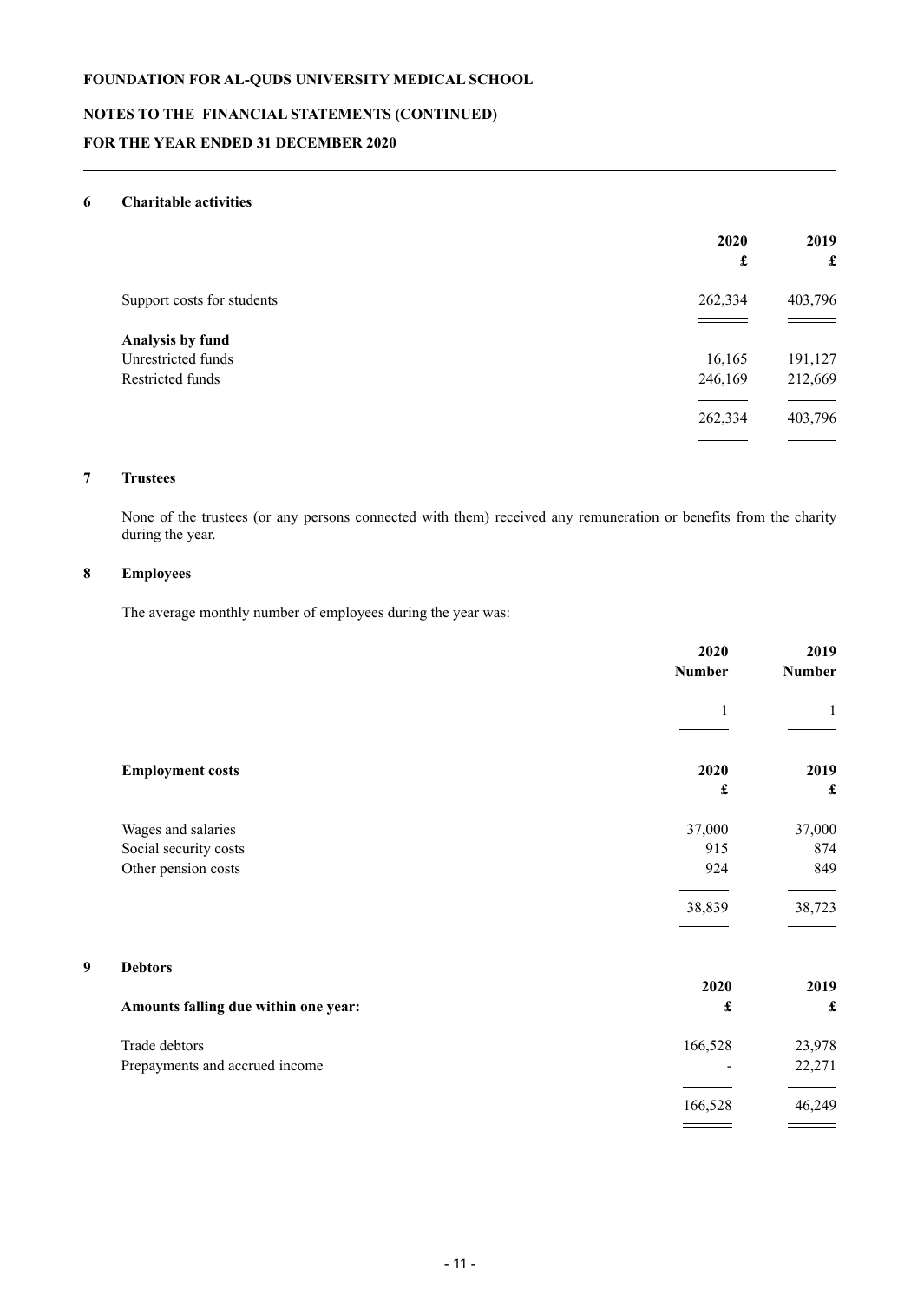# FOUNDATION FOR AL-QUDS UNIVERSITY MEDICAL SCHOOL

## NOTES TO THE FINANCIAL STATEMENTS (CONTINUED)

## FOR THE YEAR ENDED 31 DECEMBER 2020

### 6 Charitable activities

| | 2020 £ | 2019 £ |
|---|---|---|
| Support costs for students | 262,334 | 403,796 |
| **Analysis by fund** | | |
| Unrestricted funds | 16,165 | 191,127 |
| Restricted funds | 246,169 | 212,669 |
| | 262,334 | 403,796 |

### 7 Trustees

None of the trustees (or any persons connected with them) received any remuneration or benefits from the charity during the year.

### 8 Employees

The average monthly number of employees during the year was:

| | 2020 Number | 2019 Number |
|---|---|---|
| | 1 | 1 |

| **Employment costs** | 2020 £ | 2019 £ |
|---|---|---|
| Wages and salaries | 37,000 | 37,000 |
| Social security costs | 915 | 874 |
| Other pension costs | 924 | 849 |
| | 38,839 | 38,723 |

### 9 Debtors

| **Amounts falling due within one year:** | 2020 £ | 2019 £ |
|---|---|---|
| Trade debtors | 166,528 | 23,978 |
| Prepayments and accrued income | - | 22,271 |
| | 166,528 | 46,249 |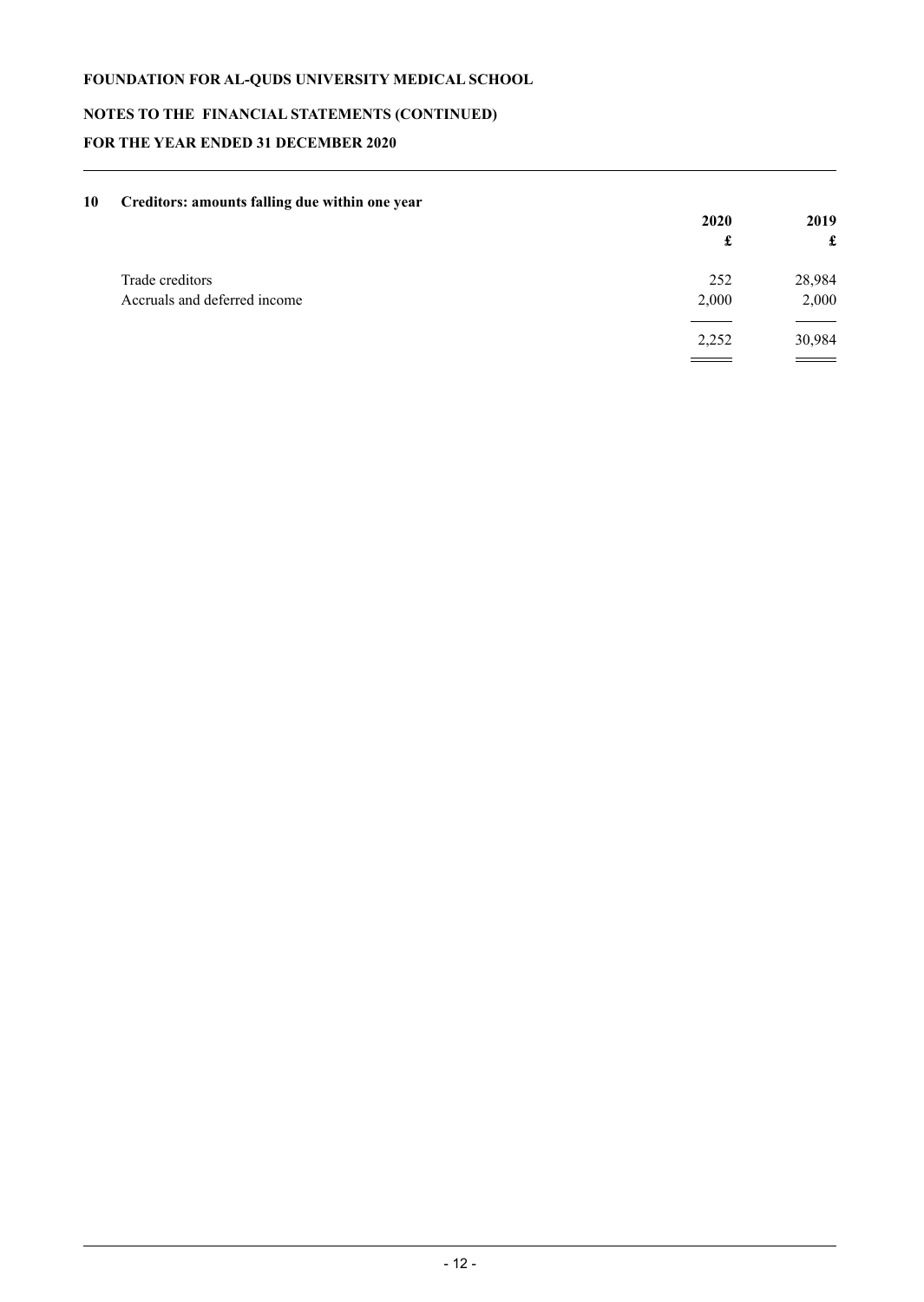## 10 Creditors: amounts falling due within one year

| | 2020 | 2019 |
|---|---|---|
| | £ | £ |
| Trade creditors | 252 | 28,984 |
| Accruals and deferred income | 2,000 | 2,000 |
| | 2,252 | 30,984 |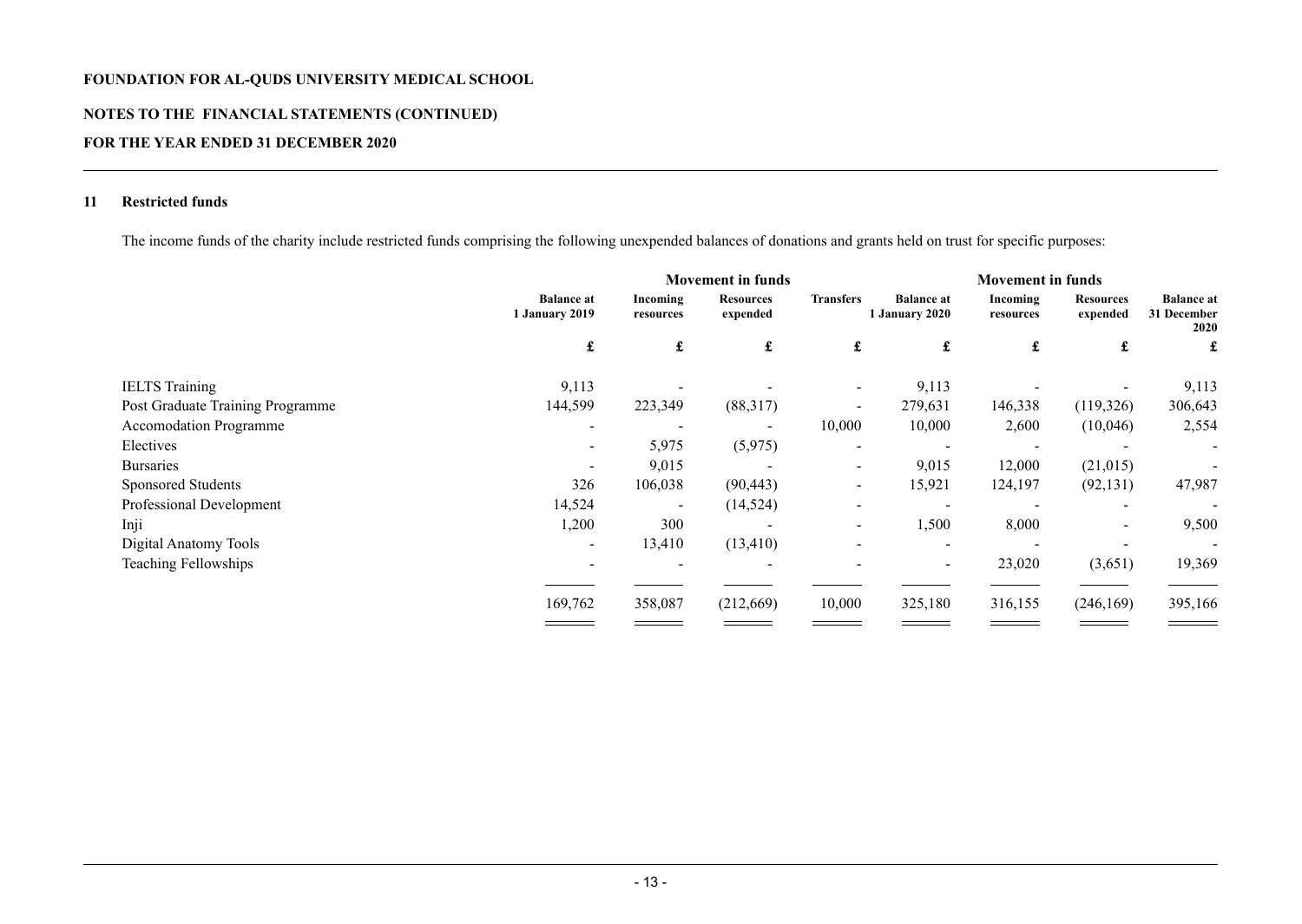FOUNDATION FOR AL-QUDS UNIVERSITY MEDICAL SCHOOL

NOTES TO THE FINANCIAL STATEMENTS (CONTINUED)

FOR THE YEAR ENDED 31 DECEMBER 2020

## 11 Restricted funds

The income funds of the charity include restricted funds comprising the following unexpended balances of donations and grants held on trust for specific purposes:

| | | Movement in funds | | | | Movement in funds | | |
|---|---|---|---|---|---|---|---|---|
| | Balance at 1 January 2019 | Incoming resources | Resources expended | Transfers | Balance at 1 January 2020 | Incoming resources | Resources expended | Balance at 31 December 2020 |
| | £ | £ | £ | £ | £ | £ | £ | £ |
| IELTS Training | 9,113 | - | - | - | 9,113 | - | - | 9,113 |
| Post Graduate Training Programme | 144,599 | 223,349 | (88,317) | - | 279,631 | 146,338 | (119,326) | 306,643 |
| Accomodation Programme | - | - | - | 10,000 | 10,000 | 2,600 | (10,046) | 2,554 |
| Electives | - | 5,975 | (5,975) | - | - | - | - | - |
| Bursaries | - | 9,015 | - | - | 9,015 | 12,000 | (21,015) | - |
| Sponsored Students | 326 | 106,038 | (90,443) | - | 15,921 | 124,197 | (92,131) | 47,987 |
| Professional Development | 14,524 | - | (14,524) | - | - | - | - | - |
| Inji | 1,200 | 300 | - | - | 1,500 | 8,000 | - | 9,500 |
| Digital Anatomy Tools | - | 13,410 | (13,410) | - | - | - | - | - |
| Teaching Fellowships | - | - | - | - | - | 23,020 | (3,651) | 19,369 |
| | 169,762 | 358,087 | (212,669) | 10,000 | 325,180 | 316,155 | (246,169) | 395,166 |